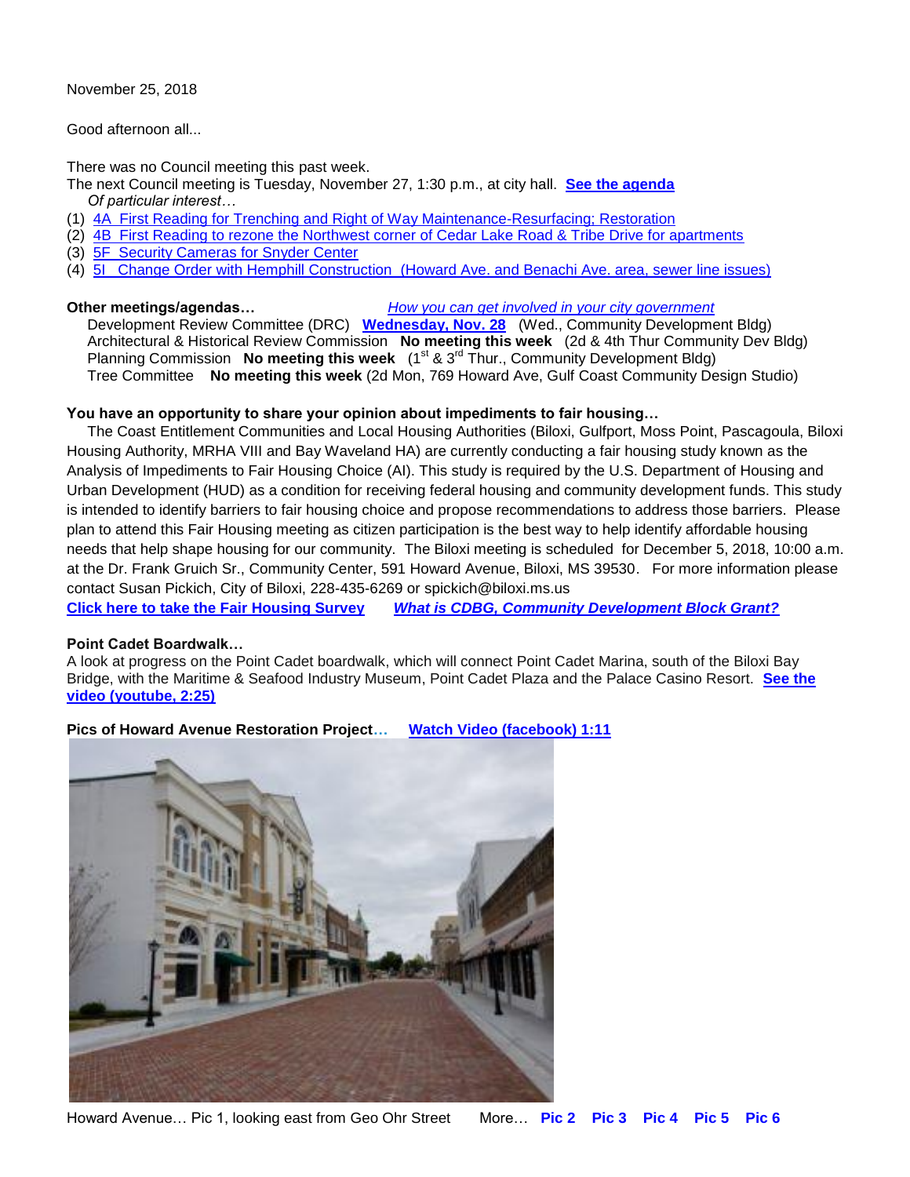November 25, 2018

Good afternoon all...

There was no Council meeting this past week.

The next Council meeting is Tuesday, November 27, 1:30 p.m., at city hall. **See the agenda**

*Of particular interest…*

(1) 4A First Reading for Trenching and Right of Way Maintenance-Resurfacing; Restoration
(2) 4B First Reading to rezone the Northwest corner of Cedar Lake Road & Tribe Drive for apartments
(3) 5F Security Cameras for Snyder Center
(4) 5I Change Order with Hemphill Construction (Howard Ave. and Benachi Ave. area, sewer line issues)

**Other meetings/agendas…** *How you can get involved in your city government*

Development Review Committee (DRC) **Wednesday, Nov. 28** (Wed., Community Development Bldg)
Architectural & Historical Review Commission **No meeting this week** (2d & 4th Thur Community Dev Bldg)
Planning Commission **No meeting this week** (1st & 3rd Thur., Community Development Bldg)
Tree Committee **No meeting this week** (2d Mon, 769 Howard Ave, Gulf Coast Community Design Studio)

**You have an opportunity to share your opinion about impediments to fair housing…**

The Coast Entitlement Communities and Local Housing Authorities (Biloxi, Gulfport, Moss Point, Pascagoula, Biloxi Housing Authority, MRHA VIII and Bay Waveland HA) are currently conducting a fair housing study known as the Analysis of Impediments to Fair Housing Choice (AI). This study is required by the U.S. Department of Housing and Urban Development (HUD) as a condition for receiving federal housing and community development funds. This study is intended to identify barriers to fair housing choice and propose recommendations to address those barriers. Please plan to attend this Fair Housing meeting as citizen participation is the best way to help identify affordable housing needs that help shape housing for our community. The Biloxi meeting is scheduled for December 5, 2018, 10:00 a.m. at the Dr. Frank Gruich Sr., Community Center, 591 Howard Avenue, Biloxi, MS 39530. For more information please contact Susan Pickich, City of Biloxi, 228-435-6269 or spickich@biloxi.ms.us

**Click here to take the Fair Housing Survey** ***What is CDBG, Community Development Block Grant?***

**Point Cadet Boardwalk…**

A look at progress on the Point Cadet boardwalk, which will connect Point Cadet Marina, south of the Biloxi Bay Bridge, with the Maritime & Seafood Industry Museum, Point Cadet Plaza and the Palace Casino Resort. **See the video (youtube, 2:25)**

**Pics of Howard Avenue Restoration Project…** **Watch Video (facebook) 1:11**

Howard Avenue… Pic 1, looking east from Geo Ohr Street More… **Pic 2** **Pic 3** **Pic 4** **Pic 5** **Pic 6**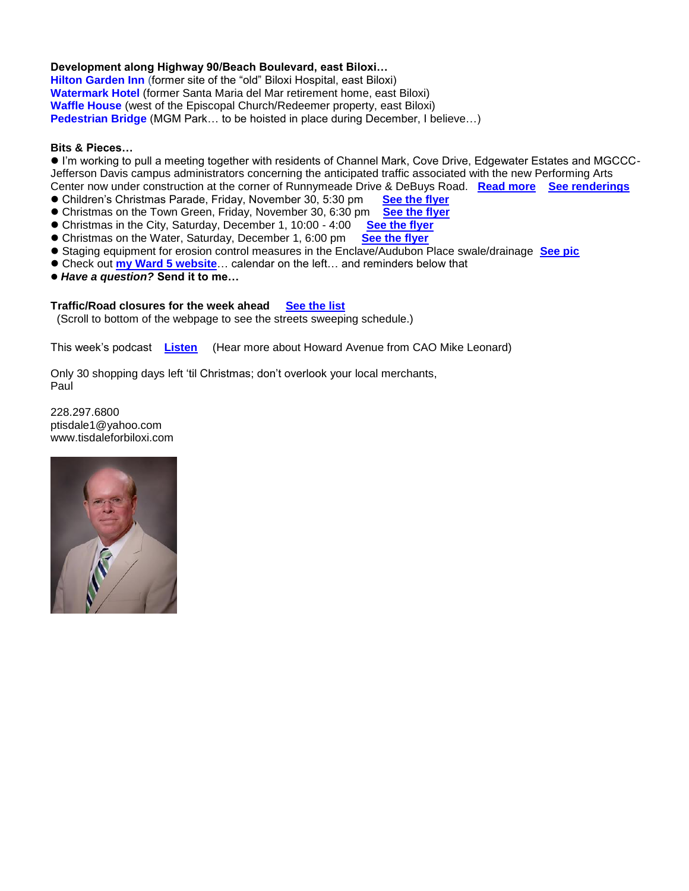**Development along Highway 90/Beach Boulevard, east Biloxi…**

**Hilton Garden Inn** (former site of the "old" Biloxi Hospital, east Biloxi)
**Watermark Hotel** (former Santa Maria del Mar retirement home, east Biloxi)
**Waffle House** (west of the Episcopal Church/Redeemer property, east Biloxi)
**Pedestrian Bridge** (MGM Park… to be hoisted in place during December, I believe…)

**Bits & Pieces…**

- I'm working to pull a meeting together with residents of Channel Mark, Cove Drive, Edgewater Estates and MGCCC-Jefferson Davis campus administrators concerning the anticipated traffic associated with the new Performing Arts Center now under construction at the corner of Runnymeade Drive & DeBuys Road. **Read more** **See renderings**
- Children's Christmas Parade, Friday, November 30, 5:30 pm **See the flyer**
- Christmas on the Town Green, Friday, November 30, 6:30 pm **See the flyer**
- Christmas in the City, Saturday, December 1, 10:00 - 4:00 **See the flyer**
- Christmas on the Water, Saturday, December 1, 6:00 pm **See the flyer**
- Staging equipment for erosion control measures in the Enclave/Audubon Place swale/drainage **See pic**
- Check out **my Ward 5 website**… calendar on the left… and reminders below that
- ***Have a question?* Send it to me…**

**Traffic/Road closures for the week ahead** **See the list**
(Scroll to bottom of the webpage to see the streets sweeping schedule.)

This week's podcast **Listen** (Hear more about Howard Avenue from CAO Mike Leonard)

Only 30 shopping days left 'til Christmas; don't overlook your local merchants,
Paul

228.297.6800
ptisdale1@yahoo.com
www.tisdaleforbiloxi.com